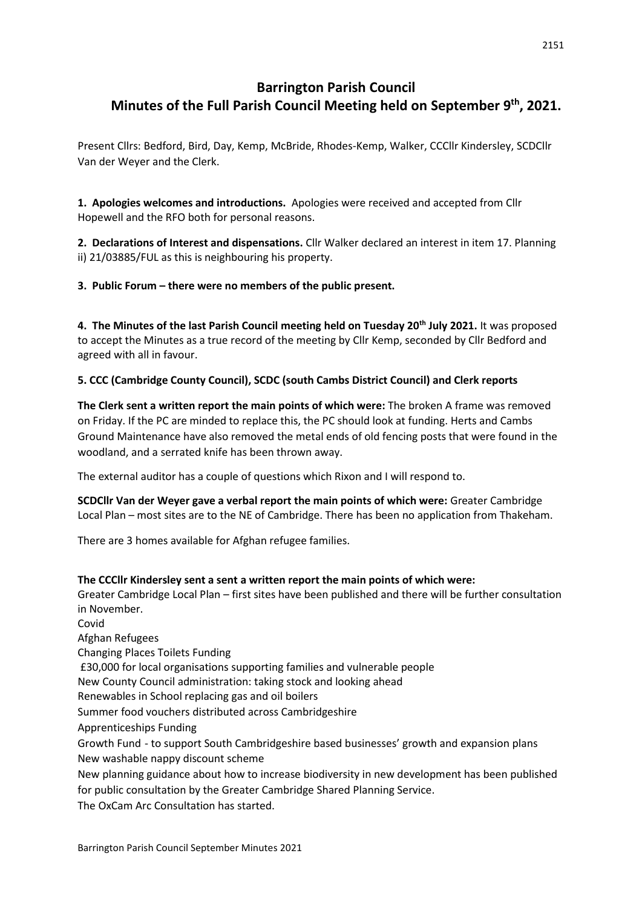# Barrington Parish Council
## Minutes of the Full Parish Council Meeting held on September 9th, 2021.

Present Cllrs: Bedford, Bird, Day, Kemp, McBride, Rhodes-Kemp, Walker, CCCllr Kindersley, SCDCllr Van der Weyer and the Clerk.

**1. Apologies welcomes and introductions.** Apologies were received and accepted from Cllr Hopewell and the RFO both for personal reasons.

**2. Declarations of Interest and dispensations.** Cllr Walker declared an interest in item 17. Planning ii) 21/03885/FUL as this is neighbouring his property.

**3. Public Forum – there were no members of the public present.**

**4. The Minutes of the last Parish Council meeting held on Tuesday 20th July 2021.** It was proposed to accept the Minutes as a true record of the meeting by Cllr Kemp, seconded by Cllr Bedford and agreed with all in favour.

**5. CCC (Cambridge County Council), SCDC (south Cambs District Council) and Clerk reports**

**The Clerk sent a written report the main points of which were:** The broken A frame was removed on Friday. If the PC are minded to replace this, the PC should look at funding. Herts and Cambs Ground Maintenance have also removed the metal ends of old fencing posts that were found in the woodland, and a serrated knife has been thrown away.

The external auditor has a couple of questions which Rixon and I will respond to.

**SCDCllr Van der Weyer gave a verbal report the main points of which were:** Greater Cambridge Local Plan – most sites are to the NE of Cambridge. There has been no application from Thakeham.

There are 3 homes available for Afghan refugee families.

**The CCCllr Kindersley sent a sent a written report the main points of which were:**
Greater Cambridge Local Plan – first sites have been published and there will be further consultation in November.
Covid
Afghan Refugees
Changing Places Toilets Funding
£30,000 for local organisations supporting families and vulnerable people
New County Council administration: taking stock and looking ahead
Renewables in School replacing gas and oil boilers
Summer food vouchers distributed across Cambridgeshire
Apprenticeships Funding
Growth Fund - to support South Cambridgeshire based businesses' growth and expansion plans
New washable nappy discount scheme
New planning guidance about how to increase biodiversity in new development has been published for public consultation by the Greater Cambridge Shared Planning Service.
The OxCam Arc Consultation has started.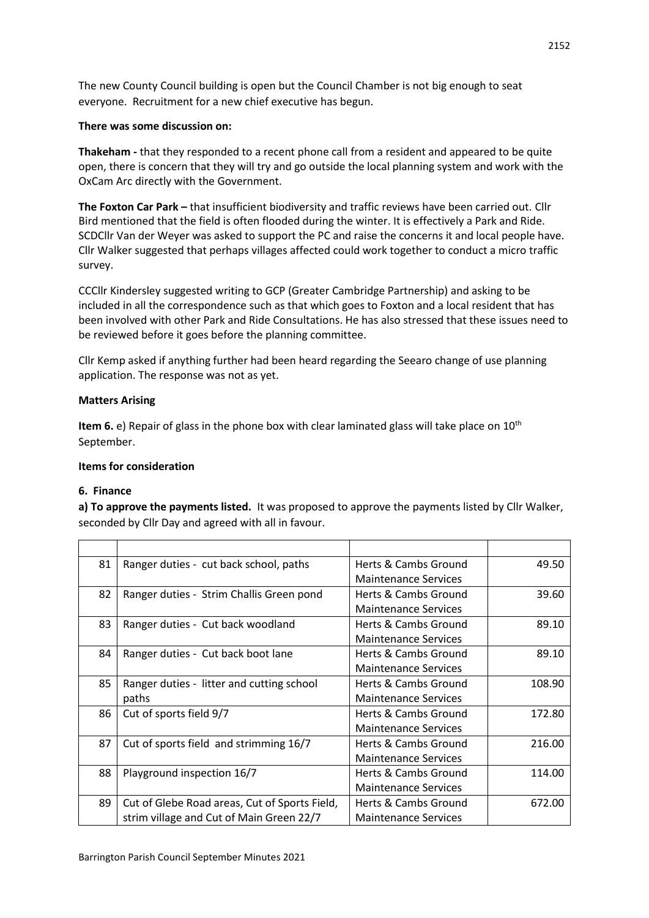The new County Council building is open but the Council Chamber is not big enough to seat everyone. Recruitment for a new chief executive has begun.

**There was some discussion on:**

**Thakeham -** that they responded to a recent phone call from a resident and appeared to be quite open, there is concern that they will try and go outside the local planning system and work with the OxCam Arc directly with the Government.

**The Foxton Car Park –** that insufficient biodiversity and traffic reviews have been carried out. Cllr Bird mentioned that the field is often flooded during the winter. It is effectively a Park and Ride. SCDCllr Van der Weyer was asked to support the PC and raise the concerns it and local people have. Cllr Walker suggested that perhaps villages affected could work together to conduct a micro traffic survey.

CCCllr Kindersley suggested writing to GCP (Greater Cambridge Partnership) and asking to be included in all the correspondence such as that which goes to Foxton and a local resident that has been involved with other Park and Ride Consultations. He has also stressed that these issues need to be reviewed before it goes before the planning committee.

Cllr Kemp asked if anything further had been heard regarding the Seearo change of use planning application. The response was not as yet.

**Matters Arising**

**Item 6.** e) Repair of glass in the phone box with clear laminated glass will take place on 10th September.

**Items for consideration**

**6. Finance**

**a) To approve the payments listed.** It was proposed to approve the payments listed by Cllr Walker, seconded by Cllr Day and agreed with all in favour.

| | | | |
|---|---|---|---|
| 81 | Ranger duties - cut back school, paths | Herts & Cambs Ground Maintenance Services | 49.50 |
| 82 | Ranger duties - Strim Challis Green pond | Herts & Cambs Ground Maintenance Services | 39.60 |
| 83 | Ranger duties - Cut back woodland | Herts & Cambs Ground Maintenance Services | 89.10 |
| 84 | Ranger duties - Cut back boot lane | Herts & Cambs Ground Maintenance Services | 89.10 |
| 85 | Ranger duties - litter and cutting school paths | Herts & Cambs Ground Maintenance Services | 108.90 |
| 86 | Cut of sports field 9/7 | Herts & Cambs Ground Maintenance Services | 172.80 |
| 87 | Cut of sports field and strimming 16/7 | Herts & Cambs Ground Maintenance Services | 216.00 |
| 88 | Playground inspection 16/7 | Herts & Cambs Ground Maintenance Services | 114.00 |
| 89 | Cut of Glebe Road areas, Cut of Sports Field, strim village and Cut of Main Green 22/7 | Herts & Cambs Ground Maintenance Services | 672.00 |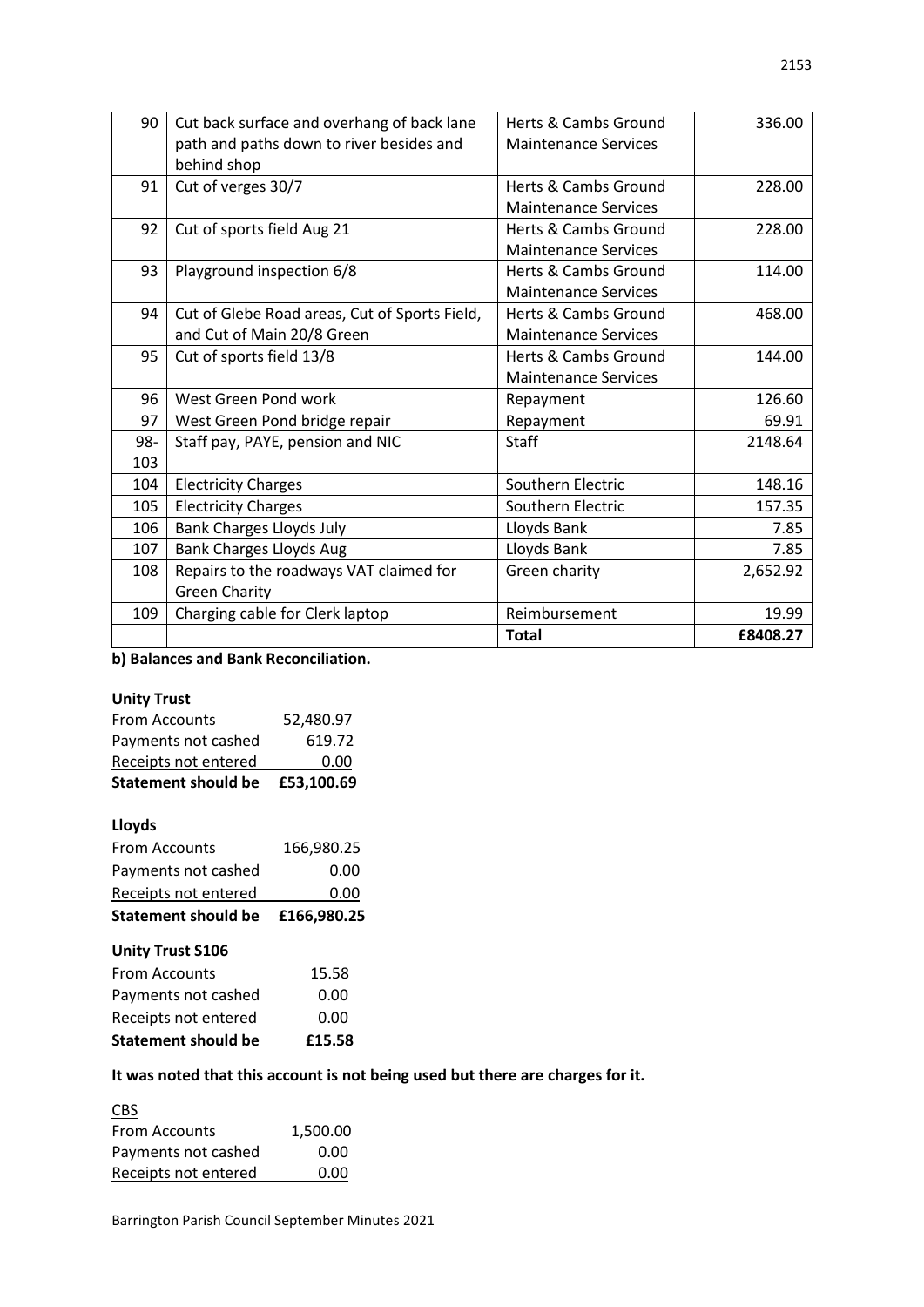| 90 | Cut back surface and overhang of back lane path and paths down to river besides and behind shop | Herts & Cambs Ground Maintenance Services | 336.00 |
|---|---|---|---|
| 91 | Cut of verges 30/7 | Herts & Cambs Ground Maintenance Services | 228.00 |
| 92 | Cut of sports field Aug 21 | Herts & Cambs Ground Maintenance Services | 228.00 |
| 93 | Playground inspection 6/8 | Herts & Cambs Ground Maintenance Services | 114.00 |
| 94 | Cut of Glebe Road areas, Cut of Sports Field, and Cut of Main 20/8 Green | Herts & Cambs Ground Maintenance Services | 468.00 |
| 95 | Cut of sports field 13/8 | Herts & Cambs Ground Maintenance Services | 144.00 |
| 96 | West Green Pond work | Repayment | 126.60 |
| 97 | West Green Pond bridge repair | Repayment | 69.91 |
| 98-103 | Staff pay, PAYE, pension and NIC | Staff | 2148.64 |
| 104 | Electricity Charges | Southern Electric | 148.16 |
| 105 | Electricity Charges | Southern Electric | 157.35 |
| 106 | Bank Charges Lloyds July | Lloyds Bank | 7.85 |
| 107 | Bank Charges Lloyds Aug | Lloyds Bank | 7.85 |
| 108 | Repairs to the roadways VAT claimed for Green Charity | Green charity | 2,652.92 |
| 109 | Charging cable for Clerk laptop | Reimbursement | 19.99 |
| | | **Total** | **£8408.27** |

**b) Balances and Bank Reconciliation.**

**Unity Trust**

| | |
|---|---|
| From Accounts | 52,480.97 |
| Payments not cashed | 619.72 |
| Receipts not entered | 0.00 |
| **Statement should be** | **£53,100.69** |

**Lloyds**

| | |
|---|---|
| From Accounts | 166,980.25 |
| Payments not cashed | 0.00 |
| Receipts not entered | 0.00 |
| **Statement should be** | **£166,980.25** |

**Unity Trust S106**

| | |
|---|---|
| From Accounts | 15.58 |
| Payments not cashed | 0.00 |
| Receipts not entered | 0.00 |
| **Statement should be** | **£15.58** |

**It was noted that this account is not being used but there are charges for it.**

CBS

| | |
|---|---|
| From Accounts | 1,500.00 |
| Payments not cashed | 0.00 |
| Receipts not entered | 0.00 |

Barrington Parish Council September Minutes 2021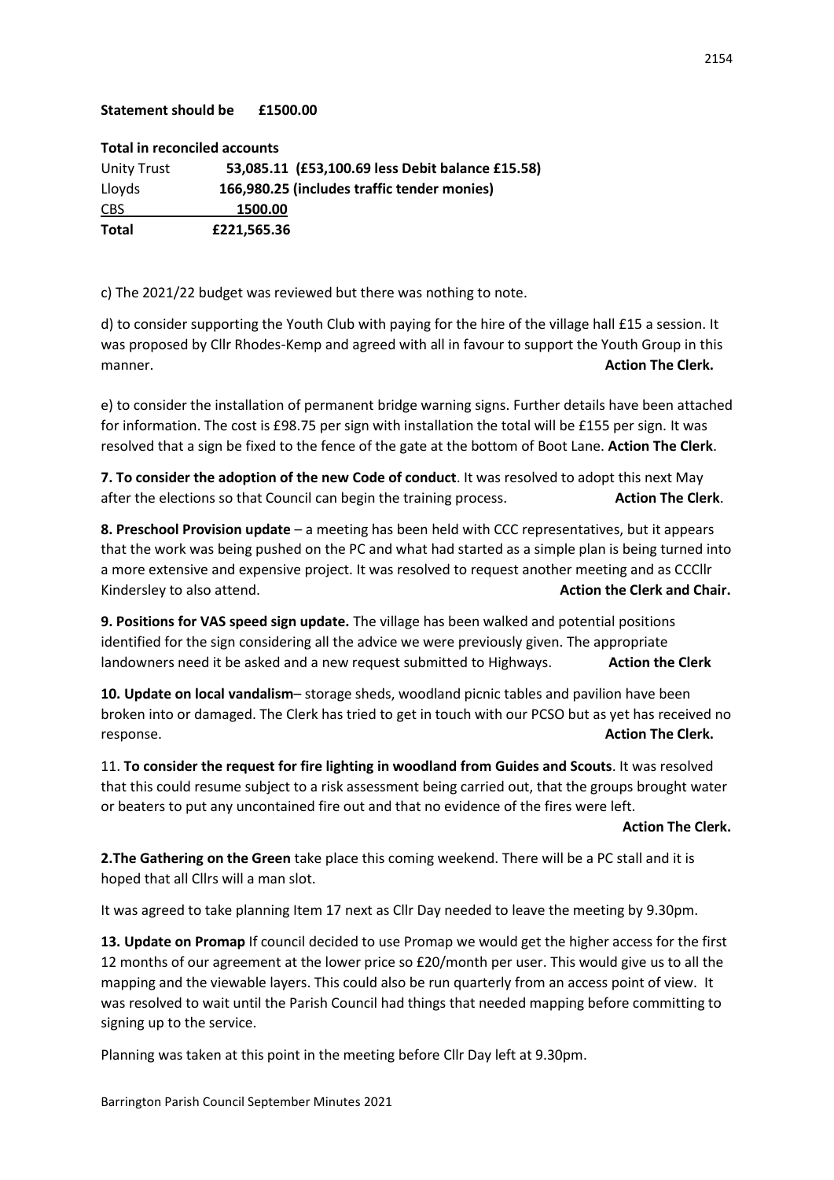**Statement should be £1500.00**

**Total in reconciled accounts**

| | |
|---|---|
| Unity Trust | **53,085.11 (£53,100.69 less Debit balance £15.58)** |
| Lloyds | **166,980.25 (includes traffic tender monies)** |
| CBS | **1500.00** |
| **Total** | **£221,565.36** |

c) The 2021/22 budget was reviewed but there was nothing to note.

d) to consider supporting the Youth Club with paying for the hire of the village hall £15 a session. It was proposed by Cllr Rhodes-Kemp and agreed with all in favour to support the Youth Group in this manner. **Action The Clerk.**

e) to consider the installation of permanent bridge warning signs. Further details have been attached for information. The cost is £98.75 per sign with installation the total will be £155 per sign. It was resolved that a sign be fixed to the fence of the gate at the bottom of Boot Lane. **Action The Clerk**.

**7. To consider the adoption of the new Code of conduct**. It was resolved to adopt this next May after the elections so that Council can begin the training process. **Action The Clerk**.

**8. Preschool Provision update** – a meeting has been held with CCC representatives, but it appears that the work was being pushed on the PC and what had started as a simple plan is being turned into a more extensive and expensive project. It was resolved to request another meeting and as CCCllr Kindersley to also attend. **Action the Clerk and Chair.**

**9. Positions for VAS speed sign update.** The village has been walked and potential positions identified for the sign considering all the advice we were previously given. The appropriate landowners need it be asked and a new request submitted to Highways. **Action the Clerk**

**10. Update on local vandalism**– storage sheds, woodland picnic tables and pavilion have been broken into or damaged. The Clerk has tried to get in touch with our PCSO but as yet has received no response. **Action The Clerk.**

11. **To consider the request for fire lighting in woodland from Guides and Scouts**. It was resolved that this could resume subject to a risk assessment being carried out, that the groups brought water or beaters to put any uncontained fire out and that no evidence of the fires were left.

**Action The Clerk.**

**2.The Gathering on the Green** take place this coming weekend. There will be a PC stall and it is hoped that all Cllrs will a man slot.

It was agreed to take planning Item 17 next as Cllr Day needed to leave the meeting by 9.30pm.

**13. Update on Promap** If council decided to use Promap we would get the higher access for the first 12 months of our agreement at the lower price so £20/month per user. This would give us to all the mapping and the viewable layers. This could also be run quarterly from an access point of view. It was resolved to wait until the Parish Council had things that needed mapping before committing to signing up to the service.

Planning was taken at this point in the meeting before Cllr Day left at 9.30pm.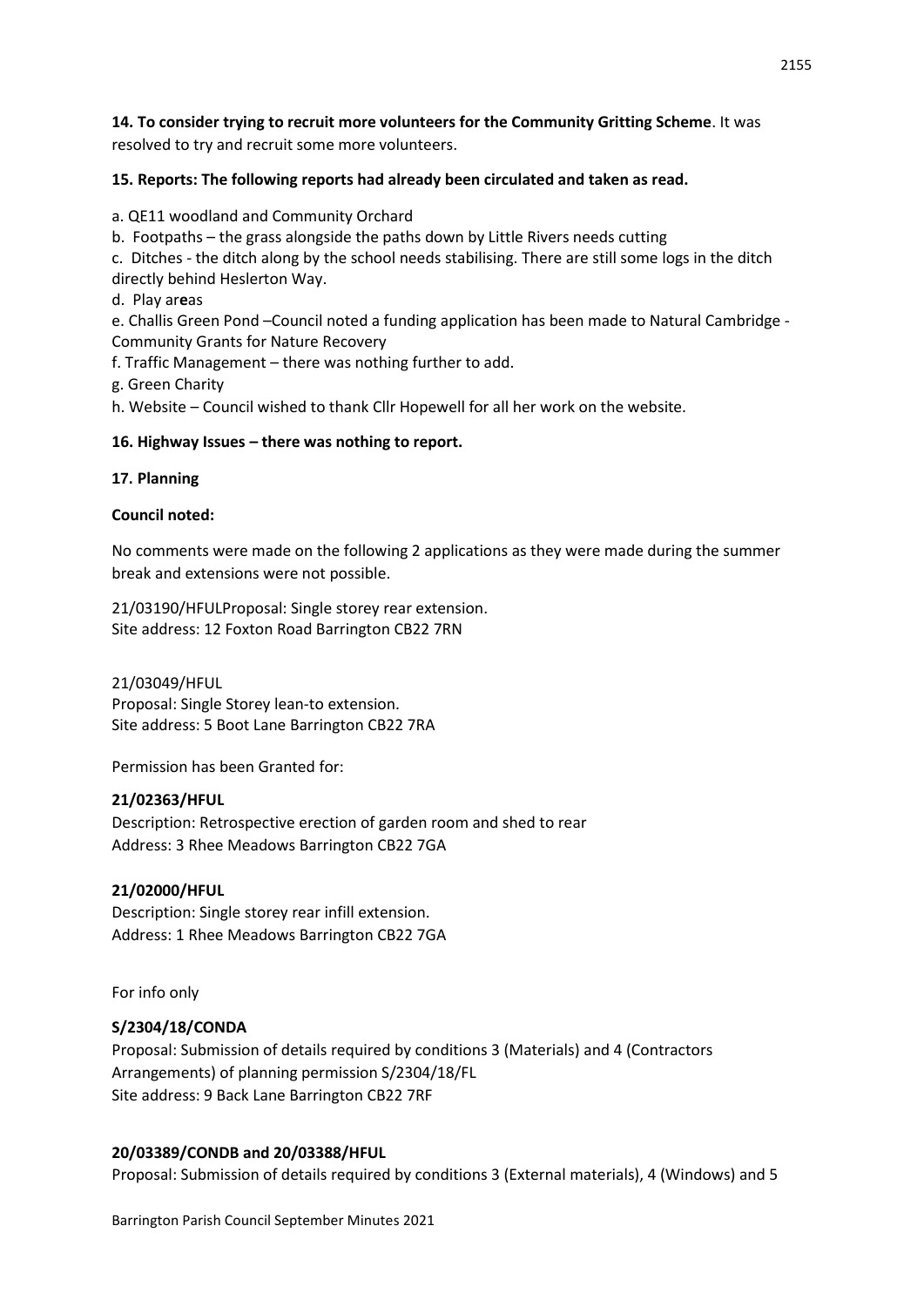**14. To consider trying to recruit more volunteers for the Community Gritting Scheme**. It was resolved to try and recruit some more volunteers.

**15. Reports: The following reports had already been circulated and taken as read.**

a. QE11 woodland and Community Orchard

b. Footpaths – the grass alongside the paths down by Little Rivers needs cutting

c. Ditches - the ditch along by the school needs stabilising. There are still some logs in the ditch directly behind Heslerton Way.

d. Play ar**e**as

e. Challis Green Pond –Council noted a funding application has been made to Natural Cambridge - Community Grants for Nature Recovery

f. Traffic Management – there was nothing further to add.

g. Green Charity

h. Website – Council wished to thank Cllr Hopewell for all her work on the website.

**16. Highway Issues – there was nothing to report.**

**17. Planning**

**Council noted:**

No comments were made on the following 2 applications as they were made during the summer break and extensions were not possible.

21/03190/HFULProposal: Single storey rear extension.
Site address: 12 Foxton Road Barrington CB22 7RN

21/03049/HFUL
Proposal: Single Storey lean-to extension.
Site address: 5 Boot Lane Barrington CB22 7RA

Permission has been Granted for:

**21/02363/HFUL**
Description: Retrospective erection of garden room and shed to rear
Address: 3 Rhee Meadows Barrington CB22 7GA

**21/02000/HFUL**
Description: Single storey rear infill extension.
Address: 1 Rhee Meadows Barrington CB22 7GA

For info only

**S/2304/18/CONDA**
Proposal: Submission of details required by conditions 3 (Materials) and 4 (Contractors Arrangements) of planning permission S/2304/18/FL
Site address: 9 Back Lane Barrington CB22 7RF

**20/03389/CONDB and 20/03388/HFUL**
Proposal: Submission of details required by conditions 3 (External materials), 4 (Windows) and 5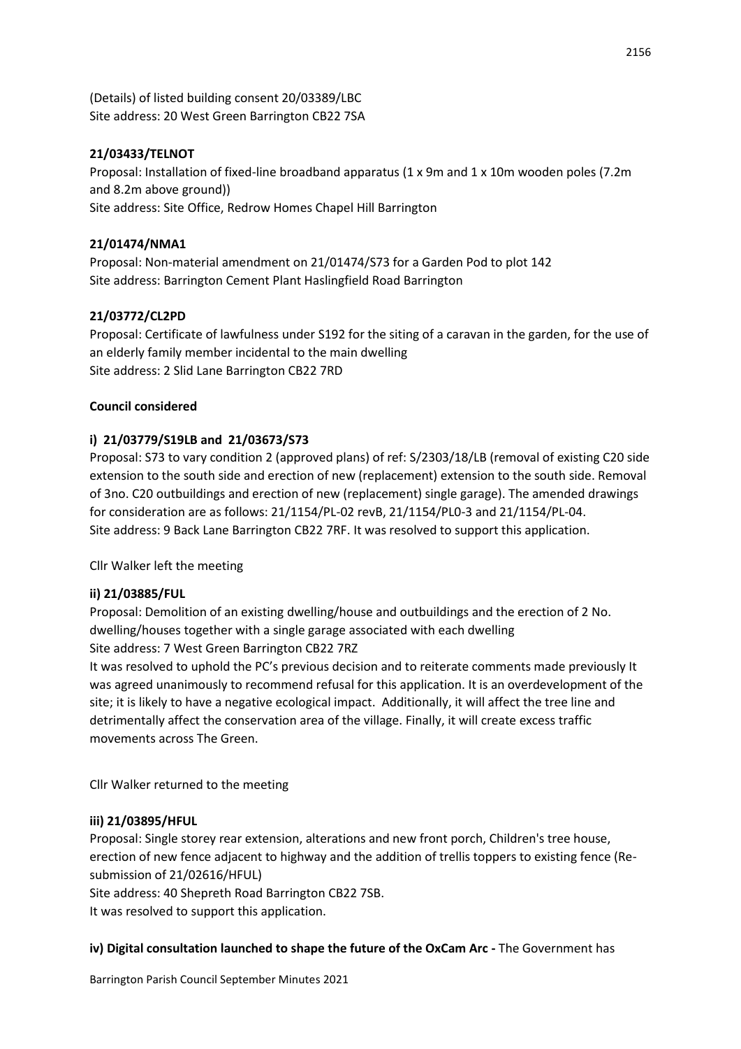(Details) of listed building consent 20/03389/LBC
Site address: 20 West Green Barrington CB22 7SA

**21/03433/TELNOT**
Proposal: Installation of fixed-line broadband apparatus (1 x 9m and 1 x 10m wooden poles (7.2m and 8.2m above ground))
Site address: Site Office, Redrow Homes Chapel Hill Barrington

**21/01474/NMA1**
Proposal: Non-material amendment on 21/01474/S73 for a Garden Pod to plot 142
Site address: Barrington Cement Plant Haslingfield Road Barrington

**21/03772/CL2PD**
Proposal: Certificate of lawfulness under S192 for the siting of a caravan in the garden, for the use of an elderly family member incidental to the main dwelling
Site address: 2 Slid Lane Barrington CB22 7RD

**Council considered**

**i) 21/03779/S19LB and 21/03673/S73**
Proposal: S73 to vary condition 2 (approved plans) of ref: S/2303/18/LB (removal of existing C20 side extension to the south side and erection of new (replacement) extension to the south side. Removal of 3no. C20 outbuildings and erection of new (replacement) single garage). The amended drawings for consideration are as follows: 21/1154/PL-02 revB, 21/1154/PL0-3 and 21/1154/PL-04.
Site address: 9 Back Lane Barrington CB22 7RF. It was resolved to support this application.

Cllr Walker left the meeting

**ii) 21/03885/FUL**
Proposal: Demolition of an existing dwelling/house and outbuildings and the erection of 2 No. dwelling/houses together with a single garage associated with each dwelling
Site address: 7 West Green Barrington CB22 7RZ
It was resolved to uphold the PC's previous decision and to reiterate comments made previously It was agreed unanimously to recommend refusal for this application. It is an overdevelopment of the site; it is likely to have a negative ecological impact. Additionally, it will affect the tree line and detrimentally affect the conservation area of the village. Finally, it will create excess traffic movements across The Green.

Cllr Walker returned to the meeting

**iii) 21/03895/HFUL**
Proposal: Single storey rear extension, alterations and new front porch, Children's tree house, erection of new fence adjacent to highway and the addition of trellis toppers to existing fence (Re-submission of 21/02616/HFUL)
Site address: 40 Shepreth Road Barrington CB22 7SB.
It was resolved to support this application.

**iv) Digital consultation launched to shape the future of the OxCam Arc -** The Government has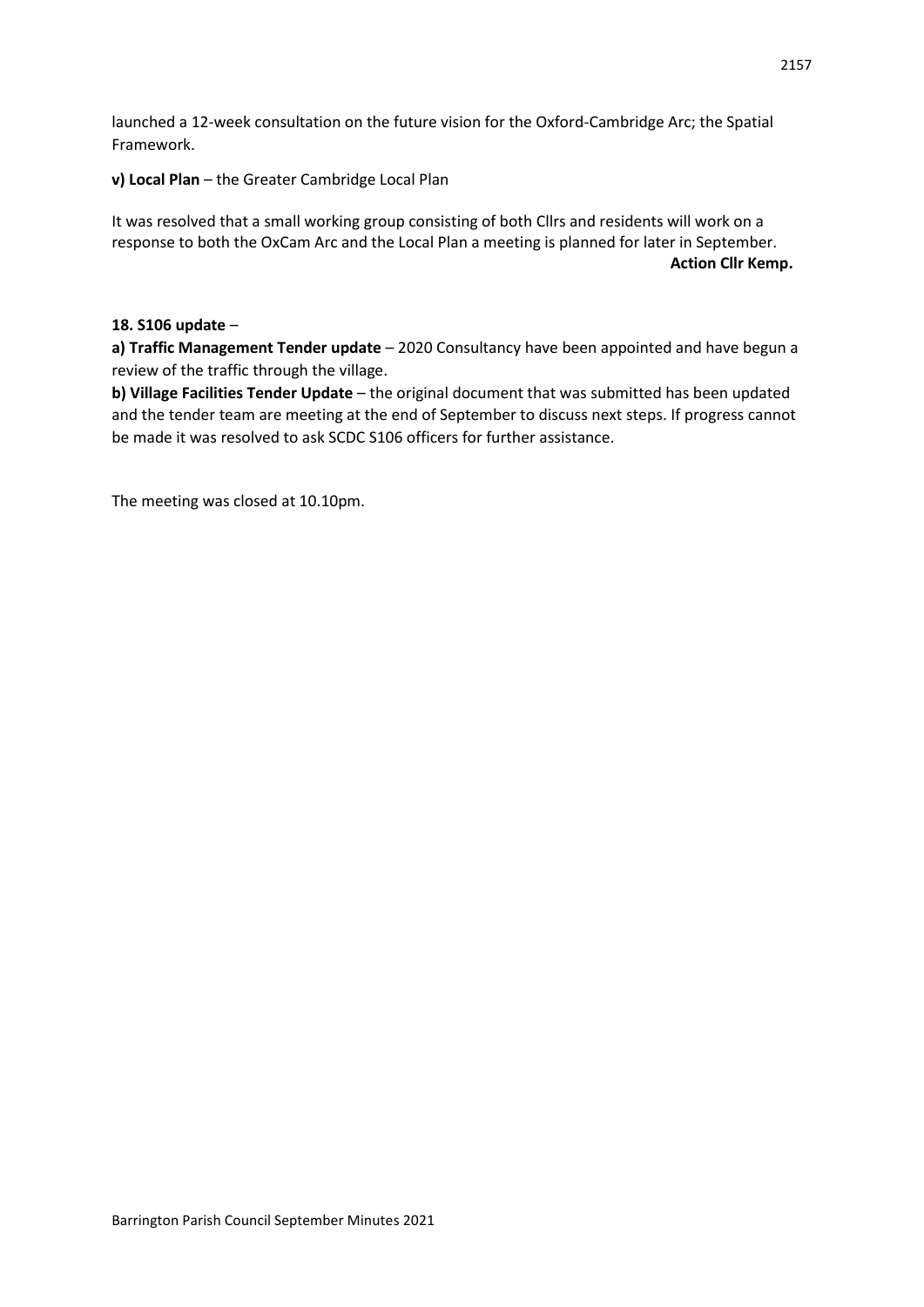launched a 12-week consultation on the future vision for the Oxford-Cambridge Arc; the Spatial Framework.

**v) Local Plan** – the Greater Cambridge Local Plan

It was resolved that a small working group consisting of both Cllrs and residents will work on a response to both the OxCam Arc and the Local Plan a meeting is planned for later in September.

**Action Cllr Kemp.**

**18. S106 update** –

**a) Traffic Management Tender update** – 2020 Consultancy have been appointed and have begun a review of the traffic through the village.

**b) Village Facilities Tender Update** – the original document that was submitted has been updated and the tender team are meeting at the end of September to discuss next steps. If progress cannot be made it was resolved to ask SCDC S106 officers for further assistance.

The meeting was closed at 10.10pm.